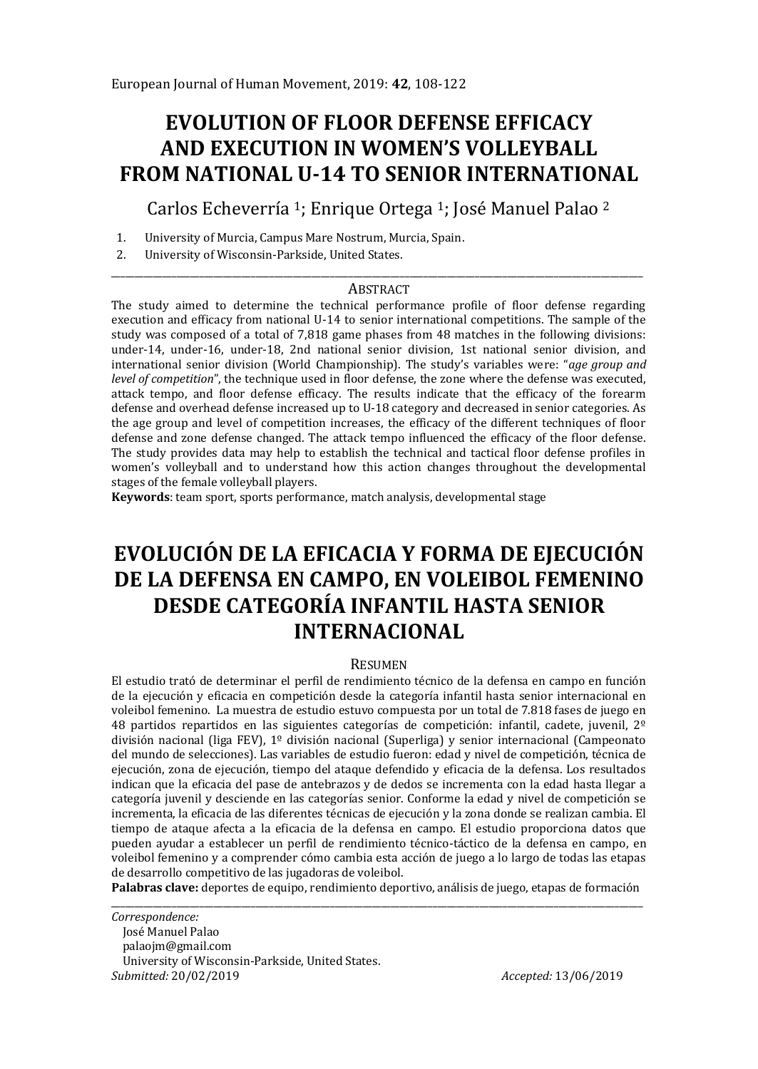# EVOLUTION OF FLOOR DEFENSE EFFICACY AND EXECUTION IN WOMEN'S VOLLEYBALL FROM NATIONAL U-14 TO SENIOR INTERNATIONAL

Carlos Echeverría [1]; Enrique Ortega [1]; José Manuel Palao [2]

1. University of Murcia, Campus Mare Nostrum, Murcia, Spain.
2. University of Wisconsin-Parkside, United States.

---

## ABSTRACT

The study aimed to determine the technical performance profile of floor defense regarding execution and efficacy from national U-14 to senior international competitions. The sample of the study was composed of a total of 7,818 game phases from 48 matches in the following divisions: under-14, under-16, under-18, 2nd national senior division, 1st national senior division, and international senior division (World Championship). The study's variables were: "*age group and level of competition*", the technique used in floor defense, the zone where the defense was executed, attack tempo, and floor defense efficacy. The results indicate that the efficacy of the forearm defense and overhead defense increased up to U-18 category and decreased in senior categories. As the age group and level of competition increases, the efficacy of the different techniques of floor defense and zone defense changed. The attack tempo influenced the efficacy of the floor defense. The study provides data may help to establish the technical and tactical floor defense profiles in women's volleyball and to understand how this action changes throughout the developmental stages of the female volleyball players.

**Keywords**: team sport, sports performance, match analysis, developmental stage

# EVOLUCIÓN DE LA EFICACIA Y FORMA DE EJECUCIÓN DE LA DEFENSA EN CAMPO, EN VOLEIBOL FEMENINO DESDE CATEGORÍA INFANTIL HASTA SENIOR INTERNACIONAL

## RESUMEN

El estudio trató de determinar el perfil de rendimiento técnico de la defensa en campo en función de la ejecución y eficacia en competición desde la categoría infantil hasta senior internacional en voleibol femenino. La muestra de estudio estuvo compuesta por un total de 7.818 fases de juego en 48 partidos repartidos en las siguientes categorías de competición: infantil, cadete, juvenil, 2º división nacional (liga FEV), 1º división nacional (Superliga) y senior internacional (Campeonato del mundo de selecciones). Las variables de estudio fueron: edad y nivel de competición, técnica de ejecución, zona de ejecución, tiempo del ataque defendido y eficacia de la defensa. Los resultados indican que la eficacia del pase de antebrazos y de dedos se incrementa con la edad hasta llegar a categoría juvenil y desciende en las categorías senior. Conforme la edad y nivel de competición se incrementa, la eficacia de las diferentes técnicas de ejecución y la zona donde se realizan cambia. El tiempo de ataque afecta a la eficacia de la defensa en campo. El estudio proporciona datos que pueden ayudar a establecer un perfil de rendimiento técnico-táctico de la defensa en campo, en voleibol femenino y a comprender cómo cambia esta acción de juego a lo largo de todas las etapas de desarrollo competitivo de las jugadoras de voleibol.

**Palabras clave:** deportes de equipo, rendimiento deportivo, análisis de juego, etapas de formación

---

*Correspondence:*
José Manuel Palao
palaojm@gmail.com
University of Wisconsin-Parkside, United States.

*Submitted:* 20/02/2019 *Accepted:* 13/06/2019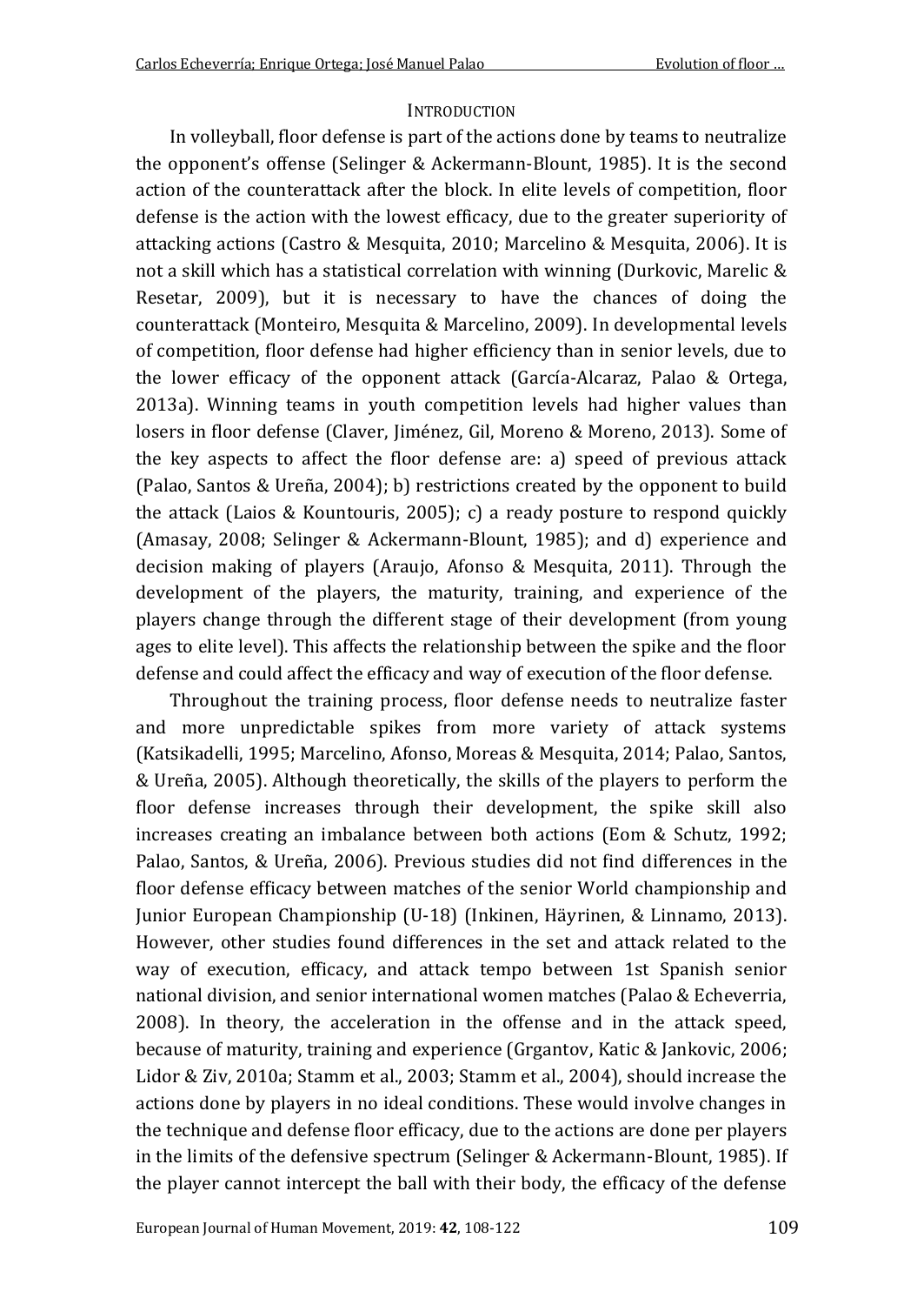## INTRODUCTION

In volleyball, floor defense is part of the actions done by teams to neutralize the opponent's offense (Selinger & Ackermann-Blount, 1985). It is the second action of the counterattack after the block. In elite levels of competition, floor defense is the action with the lowest efficacy, due to the greater superiority of attacking actions (Castro & Mesquita, 2010; Marcelino & Mesquita, 2006). It is not a skill which has a statistical correlation with winning (Durkovic, Marelic & Resetar, 2009), but it is necessary to have the chances of doing the counterattack (Monteiro, Mesquita & Marcelino, 2009). In developmental levels of competition, floor defense had higher efficiency than in senior levels, due to the lower efficacy of the opponent attack (García-Alcaraz, Palao & Ortega, 2013a). Winning teams in youth competition levels had higher values than losers in floor defense (Claver, Jiménez, Gil, Moreno & Moreno, 2013). Some of the key aspects to affect the floor defense are: a) speed of previous attack (Palao, Santos & Ureña, 2004); b) restrictions created by the opponent to build the attack (Laios & Kountouris, 2005); c) a ready posture to respond quickly (Amasay, 2008; Selinger & Ackermann-Blount, 1985); and d) experience and decision making of players (Araujo, Afonso & Mesquita, 2011). Through the development of the players, the maturity, training, and experience of the players change through the different stage of their development (from young ages to elite level). This affects the relationship between the spike and the floor defense and could affect the efficacy and way of execution of the floor defense.

Throughout the training process, floor defense needs to neutralize faster and more unpredictable spikes from more variety of attack systems (Katsikadelli, 1995; Marcelino, Afonso, Moreas & Mesquita, 2014; Palao, Santos, & Ureña, 2005). Although theoretically, the skills of the players to perform the floor defense increases through their development, the spike skill also increases creating an imbalance between both actions (Eom & Schutz, 1992; Palao, Santos, & Ureña, 2006). Previous studies did not find differences in the floor defense efficacy between matches of the senior World championship and Junior European Championship (U-18) (Inkinen, Häyrinen, & Linnamo, 2013). However, other studies found differences in the set and attack related to the way of execution, efficacy, and attack tempo between 1st Spanish senior national division, and senior international women matches (Palao & Echeverria, 2008). In theory, the acceleration in the offense and in the attack speed, because of maturity, training and experience (Grgantov, Katic & Jankovic, 2006; Lidor & Ziv, 2010a; Stamm et al., 2003; Stamm et al., 2004), should increase the actions done by players in no ideal conditions. These would involve changes in the technique and defense floor efficacy, due to the actions are done per players in the limits of the defensive spectrum (Selinger & Ackermann-Blount, 1985). If the player cannot intercept the ball with their body, the efficacy of the defense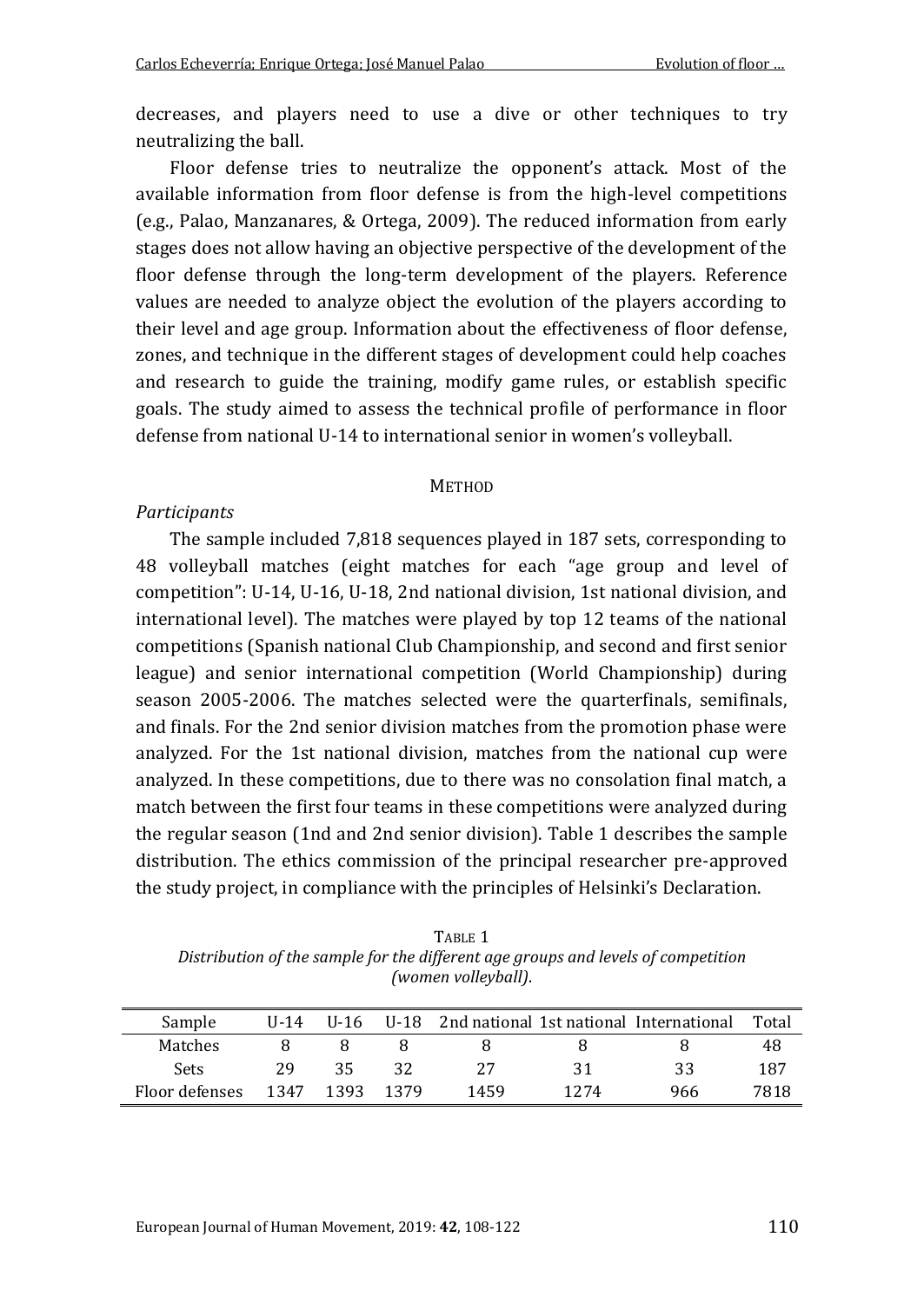decreases, and players need to use a dive or other techniques to try neutralizing the ball.

Floor defense tries to neutralize the opponent's attack. Most of the available information from floor defense is from the high-level competitions (e.g., Palao, Manzanares, & Ortega, 2009). The reduced information from early stages does not allow having an objective perspective of the development of the floor defense through the long-term development of the players. Reference values are needed to analyze object the evolution of the players according to their level and age group. Information about the effectiveness of floor defense, zones, and technique in the different stages of development could help coaches and research to guide the training, modify game rules, or establish specific goals. The study aimed to assess the technical profile of performance in floor defense from national U-14 to international senior in women's volleyball.

## METHOD

### *Participants*

The sample included 7,818 sequences played in 187 sets, corresponding to 48 volleyball matches (eight matches for each "age group and level of competition": U-14, U-16, U-18, 2nd national division, 1st national division, and international level). The matches were played by top 12 teams of the national competitions (Spanish national Club Championship, and second and first senior league) and senior international competition (World Championship) during season 2005-2006. The matches selected were the quarterfinals, semifinals, and finals. For the 2nd senior division matches from the promotion phase were analyzed. For the 1st national division, matches from the national cup were analyzed. In these competitions, due to there was no consolation final match, a match between the first four teams in these competitions were analyzed during the regular season (1nd and 2nd senior division). Table 1 describes the sample distribution. The ethics commission of the principal researcher pre-approved the study project, in compliance with the principles of Helsinki's Declaration.

TABLE 1
*Distribution of the sample for the different age groups and levels of competition (women volleyball).*

| Sample | U-14 | U-16 | U-18 | 2nd national | 1st national | International | Total |
|---|---|---|---|---|---|---|---|
| Matches | 8 | 8 | 8 | 8 | 8 | 8 | 48 |
| Sets | 29 | 35 | 32 | 27 | 31 | 33 | 187 |
| Floor defenses | 1347 | 1393 | 1379 | 1459 | 1274 | 966 | 7818 |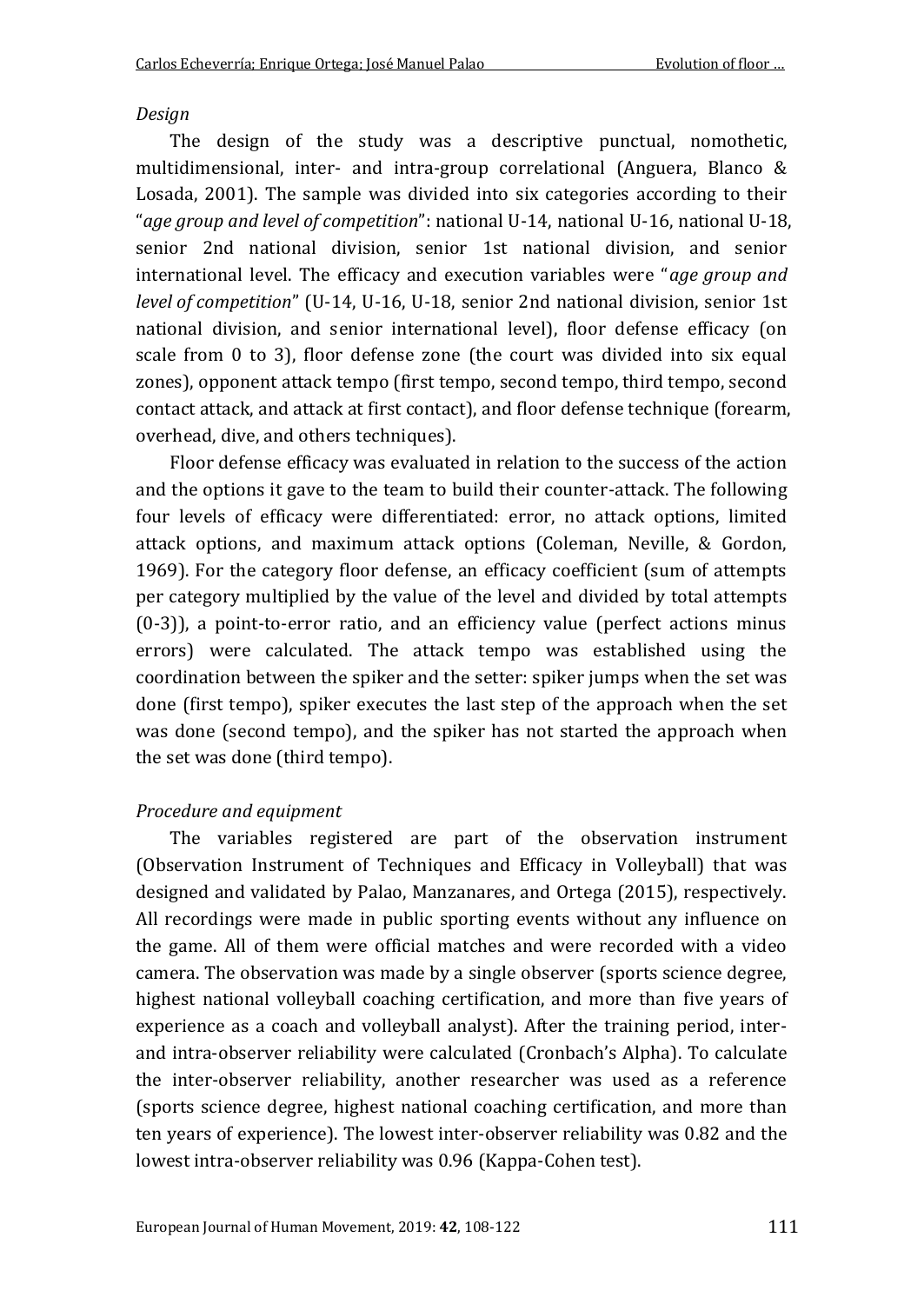*Design*

The design of the study was a descriptive punctual, nomothetic, multidimensional, inter- and intra-group correlational (Anguera, Blanco & Losada, 2001). The sample was divided into six categories according to their "*age group and level of competition*": national U-14, national U-16, national U-18, senior 2nd national division, senior 1st national division, and senior international level. The efficacy and execution variables were "*age group and level of competition*" (U-14, U-16, U-18, senior 2nd national division, senior 1st national division, and senior international level), floor defense efficacy (on scale from 0 to 3), floor defense zone (the court was divided into six equal zones), opponent attack tempo (first tempo, second tempo, third tempo, second contact attack, and attack at first contact), and floor defense technique (forearm, overhead, dive, and others techniques).

Floor defense efficacy was evaluated in relation to the success of the action and the options it gave to the team to build their counter-attack. The following four levels of efficacy were differentiated: error, no attack options, limited attack options, and maximum attack options (Coleman, Neville, & Gordon, 1969). For the category floor defense, an efficacy coefficient (sum of attempts per category multiplied by the value of the level and divided by total attempts (0-3)), a point-to-error ratio, and an efficiency value (perfect actions minus errors) were calculated. The attack tempo was established using the coordination between the spiker and the setter: spiker jumps when the set was done (first tempo), spiker executes the last step of the approach when the set was done (second tempo), and the spiker has not started the approach when the set was done (third tempo).

*Procedure and equipment*

The variables registered are part of the observation instrument (Observation Instrument of Techniques and Efficacy in Volleyball) that was designed and validated by Palao, Manzanares, and Ortega (2015), respectively. All recordings were made in public sporting events without any influence on the game. All of them were official matches and were recorded with a video camera. The observation was made by a single observer (sports science degree, highest national volleyball coaching certification, and more than five years of experience as a coach and volleyball analyst). After the training period, inter- and intra-observer reliability were calculated (Cronbach's Alpha). To calculate the inter-observer reliability, another researcher was used as a reference (sports science degree, highest national coaching certification, and more than ten years of experience). The lowest inter-observer reliability was 0.82 and the lowest intra-observer reliability was 0.96 (Kappa-Cohen test).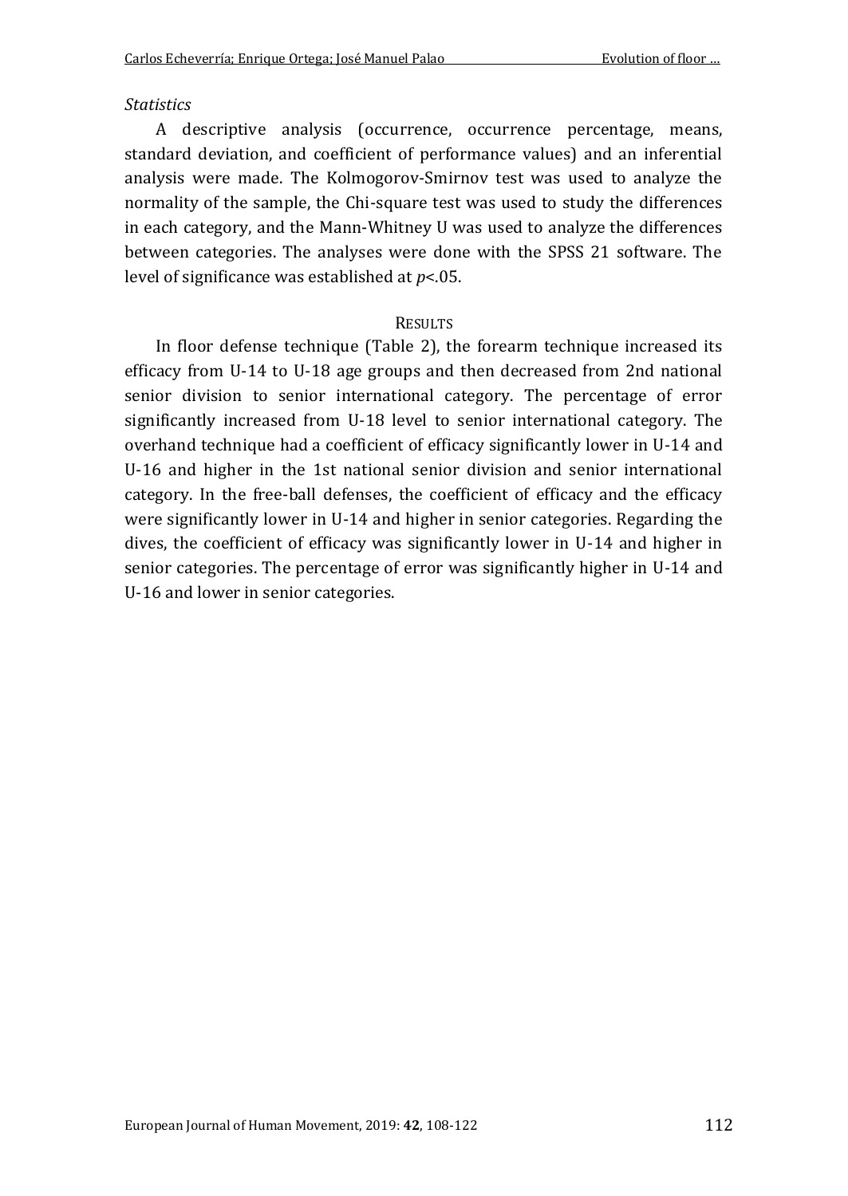*Statistics*

A descriptive analysis (occurrence, occurrence percentage, means, standard deviation, and coefficient of performance values) and an inferential analysis were made. The Kolmogorov-Smirnov test was used to analyze the normality of the sample, the Chi-square test was used to study the differences in each category, and the Mann-Whitney U was used to analyze the differences between categories. The analyses were done with the SPSS 21 software. The level of significance was established at $p<.05$.

## RESULTS

In floor defense technique (Table 2), the forearm technique increased its efficacy from U-14 to U-18 age groups and then decreased from 2nd national senior division to senior international category. The percentage of error significantly increased from U-18 level to senior international category. The overhand technique had a coefficient of efficacy significantly lower in U-14 and U-16 and higher in the 1st national senior division and senior international category. In the free-ball defenses, the coefficient of efficacy and the efficacy were significantly lower in U-14 and higher in senior categories. Regarding the dives, the coefficient of efficacy was significantly lower in U-14 and higher in senior categories. The percentage of error was significantly higher in U-14 and U-16 and lower in senior categories.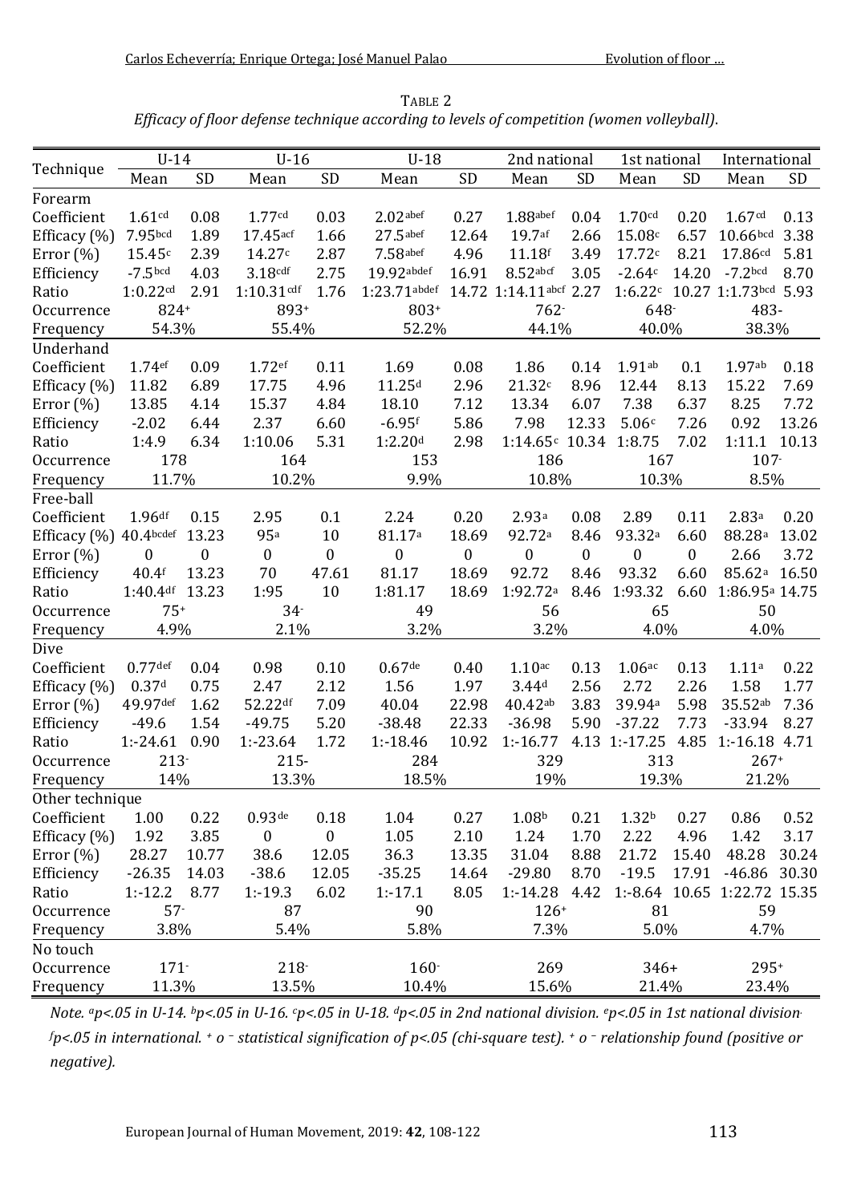TABLE 2

*Efficacy of floor defense technique according to levels of competition (women volleyball).*

| Technique | U-14 | | U-16 | | U-18 | | 2nd national | | 1st national | | International | |
|---|---|---|---|---|---|---|---|---|---|---|---|---|
| | Mean | SD | Mean | SD | Mean | SD | Mean | SD | Mean | SD | Mean | SD |
| **Forearm** | | | | | | | | | | | | |
| Coefficient | 1.61[cd] | 0.08 | 1.77[cd] | 0.03 | 2.02[abef] | 0.27 | 1.88[abef] | 0.04 | 1.70[cd] | 0.20 | 1.67[cd] | 0.13 |
| Efficacy (%) | 7.95[bcd] | 1.89 | 17.45[acf] | 1.66 | 27.5[abef] | 12.64 | 19.7[af] | 2.66 | 15.08[c] | 6.57 | 10.66[bcd] | 3.38 |
| Error (%) | 15.45[c] | 2.39 | 14.27[c] | 2.87 | 7.58[abef] | 4.96 | 11.18[f] | 3.49 | 17.72[c] | 8.21 | 17.86[cd] | 5.81 |
| Efficiency | -7.5[bcd] | 4.03 | 3.18[cdf] | 2.75 | 19.92[abdef] | 16.91 | 8.52[abcf] | 3.05 | -2.64[c] | 14.20 | -7.2[bcd] | 8.70 |
| Ratio | 1:0.22[cd] | 2.91 | 1:10.31[cdf] | 1.76 | 1:23.71[abdef] | 14.72 | 1:14.11[abcf] | 2.27 | 1:6.22[c] | 10.27 | 1:1.73[bcd] | 5.93 |
| Occurrence | 824+ | | 893+ | | 803+ | | 762- | | 648- | | 483- | |
| Frequency | 54.3% | | 55.4% | | 52.2% | | 44.1% | | 40.0% | | 38.3% | |
| **Underhand** | | | | | | | | | | | | |
| Coefficient | 1.74[ef] | 0.09 | 1.72[ef] | 0.11 | 1.69 | 0.08 | 1.86 | 0.14 | 1.91[ab] | 0.1 | 1.97[ab] | 0.18 |
| Efficacy (%) | 11.82 | 6.89 | 17.75 | 4.96 | 11.25[d] | 2.96 | 21.32[c] | 8.96 | 12.44 | 8.13 | 15.22 | 7.69 |
| Error (%) | 13.85 | 4.14 | 15.37 | 4.84 | 18.10 | 7.12 | 13.34 | 6.07 | 7.38 | 6.37 | 8.25 | 7.72 |
| Efficiency | -2.02 | 6.44 | 2.37 | 6.60 | -6.95[f] | 5.86 | 7.98 | 12.33 | 5.06[c] | 7.26 | 0.92 | 13.26 |
| Ratio | 1:4.9 | 6.34 | 1:10.06 | 5.31 | 1:2.20[d] | 2.98 | 1:14.65[c] | 10.34 | 1:8.75 | 7.02 | 1:11.1 | 10.13 |
| Occurrence | 178 | | 164 | | 153 | | 186 | | 167 | | 107- | |
| Frequency | 11.7% | | 10.2% | | 9.9% | | 10.8% | | 10.3% | | 8.5% | |
| **Free-ball** | | | | | | | | | | | | |
| Coefficient | 1.96[df] | 0.15 | 2.95 | 0.1 | 2.24 | 0.20 | 2.93[a] | 0.08 | 2.89 | 0.11 | 2.83[a] | 0.20 |
| Efficacy (%) | 40.4[bcdef] | 13.23 | 95[a] | 10 | 81.17[a] | 18.69 | 92.72[a] | 8.46 | 93.32[a] | 6.60 | 88.28[a] | 13.02 |
| Error (%) | 0 | 0 | 0 | 0 | 0 | 0 | 0 | 0 | 0 | 0 | 2.66 | 3.72 |
| Efficiency | 40.4[f] | 13.23 | 70 | 47.61 | 81.17 | 18.69 | 92.72 | 8.46 | 93.32 | 6.60 | 85.62[a] | 16.50 |
| Ratio | 1:40.4[df] | 13.23 | 1:95 | 10 | 1:81.17 | 18.69 | 1:92.72[a] | 8.46 | 1:93.32 | 6.60 | 1:86.95[a] | 14.75 |
| Occurrence | 75+ | | 34- | | 49 | | 56 | | 65 | | 50 | |
| Frequency | 4.9% | | 2.1% | | 3.2% | | 3.2% | | 4.0% | | 4.0% | |
| **Dive** | | | | | | | | | | | | |
| Coefficient | 0.77[def] | 0.04 | 0.98 | 0.10 | 0.67[de] | 0.40 | 1.10[ac] | 0.13 | 1.06[ac] | 0.13 | 1.11[a] | 0.22 |
| Efficacy (%) | 0.37[d] | 0.75 | 2.47 | 2.12 | 1.56 | 1.97 | 3.44[d] | 2.56 | 2.72 | 2.26 | 1.58 | 1.77 |
| Error (%) | 49.97[def] | 1.62 | 52.22[df] | 7.09 | 40.04 | 22.98 | 40.42[ab] | 3.83 | 39.94[a] | 5.98 | 35.52[ab] | 7.36 |
| Efficiency | -49.6 | 1.54 | -49.75 | 5.20 | -38.48 | 22.33 | -36.98 | 5.90 | -37.22 | 7.73 | -33.94 | 8.27 |
| Ratio | 1:-24.61 | 0.90 | 1:-23.64 | 1.72 | 1:-18.46 | 10.92 | 1:-16.77 | 4.13 | 1:-17.25 | 4.85 | 1:-16.18 | 4.71 |
| Occurrence | 213- | | 215- | | 284 | | 329 | | 313 | | 267+ | |
| Frequency | 14% | | 13.3% | | 18.5% | | 19% | | 19.3% | | 21.2% | |
| **Other technique** | | | | | | | | | | | | |
| Coefficient | 1.00 | 0.22 | 0.93[de] | 0.18 | 1.04 | 0.27 | 1.08[b] | 0.21 | 1.32[b] | 0.27 | 0.86 | 0.52 |
| Efficacy (%) | 1.92 | 3.85 | 0 | 0 | 1.05 | 2.10 | 1.24 | 1.70 | 2.22 | 4.96 | 1.42 | 3.17 |
| Error (%) | 28.27 | 10.77 | 38.6 | 12.05 | 36.3 | 13.35 | 31.04 | 8.88 | 21.72 | 15.40 | 48.28 | 30.24 |
| Efficiency | -26.35 | 14.03 | -38.6 | 12.05 | -35.25 | 14.64 | -29.80 | 8.70 | -19.5 | 17.91 | -46.86 | 30.30 |
| Ratio | 1:-12.2 | 8.77 | 1:-19.3 | 6.02 | 1:-17.1 | 8.05 | 1:-14.28 | 4.42 | 1:-8.64 | 10.65 | 1:22.72 | 15.35 |
| Occurrence | 57- | | 87 | | 90 | | 126+ | | 81 | | 59 | |
| Frequency | 3.8% | | 5.4% | | 5.8% | | 7.3% | | 5.0% | | 4.7% | |
| **No touch** | | | | | | | | | | | | |
| Occurrence | 171- | | 218- | | 160- | | 269 | | 346+ | | 295+ | |
| Frequency | 11.3% | | 13.5% | | 10.4% | | 15.6% | | 21.4% | | 23.4% | |

*Note.* [a]*p<.05 in U-14.* [b]*p<.05 in U-16.* [c]*p<.05 in U-18.* [d]*p<.05 in 2nd national division.* [e]*p<.05 in 1st national division.* [f]*p<.05 in international. + o - statistical signification of p<.05 (chi-square test). + o - relationship found (positive or negative).*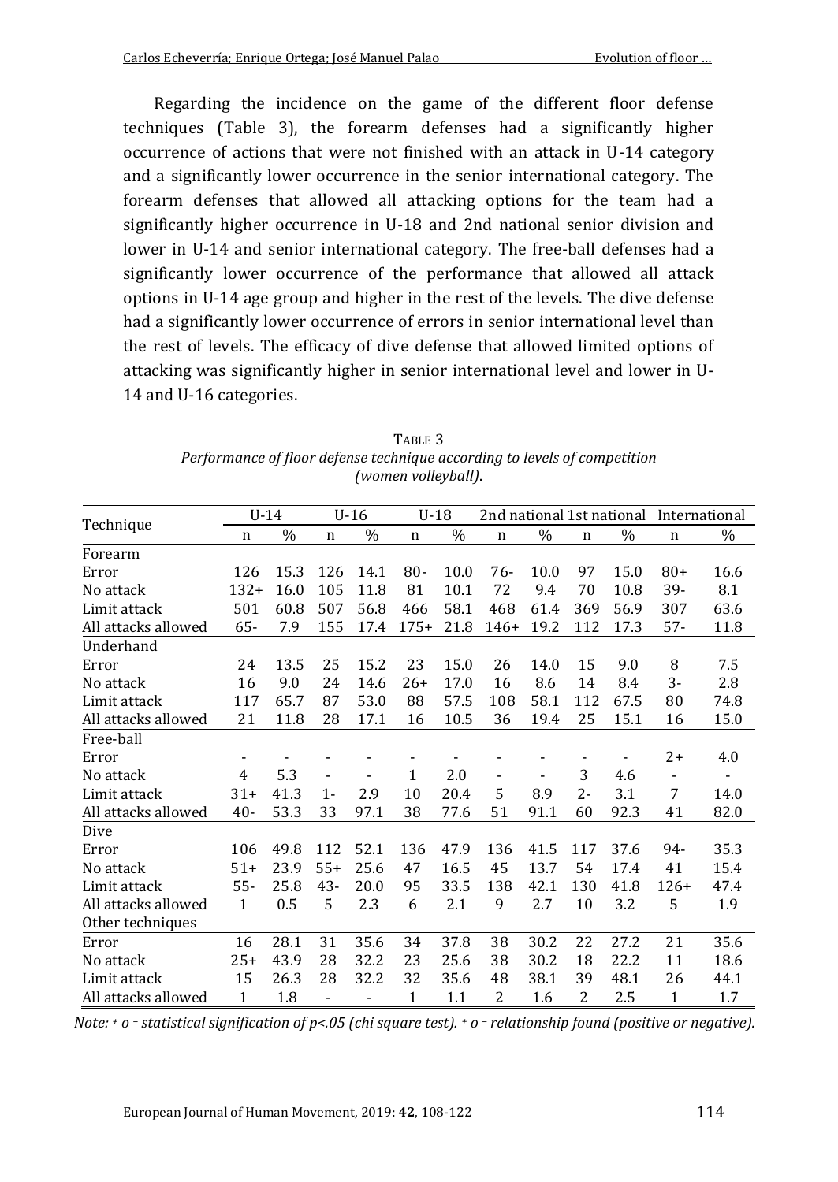Regarding the incidence on the game of the different floor defense techniques (Table 3), the forearm defenses had a significantly higher occurrence of actions that were not finished with an attack in U-14 category and a significantly lower occurrence in the senior international category. The forearm defenses that allowed all attacking options for the team had a significantly higher occurrence in U-18 and 2nd national senior division and lower in U-14 and senior international category. The free-ball defenses had a significantly lower occurrence of the performance that allowed all attack options in U-14 age group and higher in the rest of the levels. The dive defense had a significantly lower occurrence of errors in senior international level than the rest of levels. The efficacy of dive defense that allowed limited options of attacking was significantly higher in senior international level and lower in U-14 and U-16 categories.

TABLE 3
*Performance of floor defense technique according to levels of competition (women volleyball).*

| Technique | U-14 | | U-16 | | U-18 | | 2nd national | | 1st national | | International | |
|---|---|---|---|---|---|---|---|---|---|---|---|---|
| | n | % | n | % | n | % | n | % | n | % | n | % |
| Forearm | | | | | | | | | | | | |
| Error | 126 | 15.3 | 126 | 14.1 | 80- | 10.0 | 76- | 10.0 | 97 | 15.0 | 80+ | 16.6 |
| No attack | 132+ | 16.0 | 105 | 11.8 | 81 | 10.1 | 72 | 9.4 | 70 | 10.8 | 39- | 8.1 |
| Limit attack | 501 | 60.8 | 507 | 56.8 | 466 | 58.1 | 468 | 61.4 | 369 | 56.9 | 307 | 63.6 |
| All attacks allowed | 65- | 7.9 | 155 | 17.4 | 175+ | 21.8 | 146+ | 19.2 | 112 | 17.3 | 57- | 11.8 |
| Underhand | | | | | | | | | | | | |
| Error | 24 | 13.5 | 25 | 15.2 | 23 | 15.0 | 26 | 14.0 | 15 | 9.0 | 8 | 7.5 |
| No attack | 16 | 9.0 | 24 | 14.6 | 26+ | 17.0 | 16 | 8.6 | 14 | 8.4 | 3- | 2.8 |
| Limit attack | 117 | 65.7 | 87 | 53.0 | 88 | 57.5 | 108 | 58.1 | 112 | 67.5 | 80 | 74.8 |
| All attacks allowed | 21 | 11.8 | 28 | 17.1 | 16 | 10.5 | 36 | 19.4 | 25 | 15.1 | 16 | 15.0 |
| Free-ball | | | | | | | | | | | | |
| Error | - | - | - | - | - | - | - | - | - | - | 2+ | 4.0 |
| No attack | 4 | 5.3 | - | - | 1 | 2.0 | - | - | 3 | 4.6 | - | - |
| Limit attack | 31+ | 41.3 | 1- | 2.9 | 10 | 20.4 | 5 | 8.9 | 2- | 3.1 | 7 | 14.0 |
| All attacks allowed | 40- | 53.3 | 33 | 97.1 | 38 | 77.6 | 51 | 91.1 | 60 | 92.3 | 41 | 82.0 |
| Dive | | | | | | | | | | | | |
| Error | 106 | 49.8 | 112 | 52.1 | 136 | 47.9 | 136 | 41.5 | 117 | 37.6 | 94- | 35.3 |
| No attack | 51+ | 23.9 | 55+ | 25.6 | 47 | 16.5 | 45 | 13.7 | 54 | 17.4 | 41 | 15.4 |
| Limit attack | 55- | 25.8 | 43- | 20.0 | 95 | 33.5 | 138 | 42.1 | 130 | 41.8 | 126+ | 47.4 |
| All attacks allowed | 1 | 0.5 | 5 | 2.3 | 6 | 2.1 | 9 | 2.7 | 10 | 3.2 | 5 | 1.9 |
| Other techniques | | | | | | | | | | | | |
| Error | 16 | 28.1 | 31 | 35.6 | 34 | 37.8 | 38 | 30.2 | 22 | 27.2 | 21 | 35.6 |
| No attack | 25+ | 43.9 | 28 | 32.2 | 23 | 25.6 | 38 | 30.2 | 18 | 22.2 | 11 | 18.6 |
| Limit attack | 15 | 26.3 | 28 | 32.2 | 32 | 35.6 | 48 | 38.1 | 39 | 48.1 | 26 | 44.1 |
| All attacks allowed | 1 | 1.8 | - | - | 1 | 1.1 | 2 | 1.6 | 2 | 2.5 | 1 | 1.7 |

*Note: + o - statistical signification of p<.05 (chi square test). + o - relationship found (positive or negative).*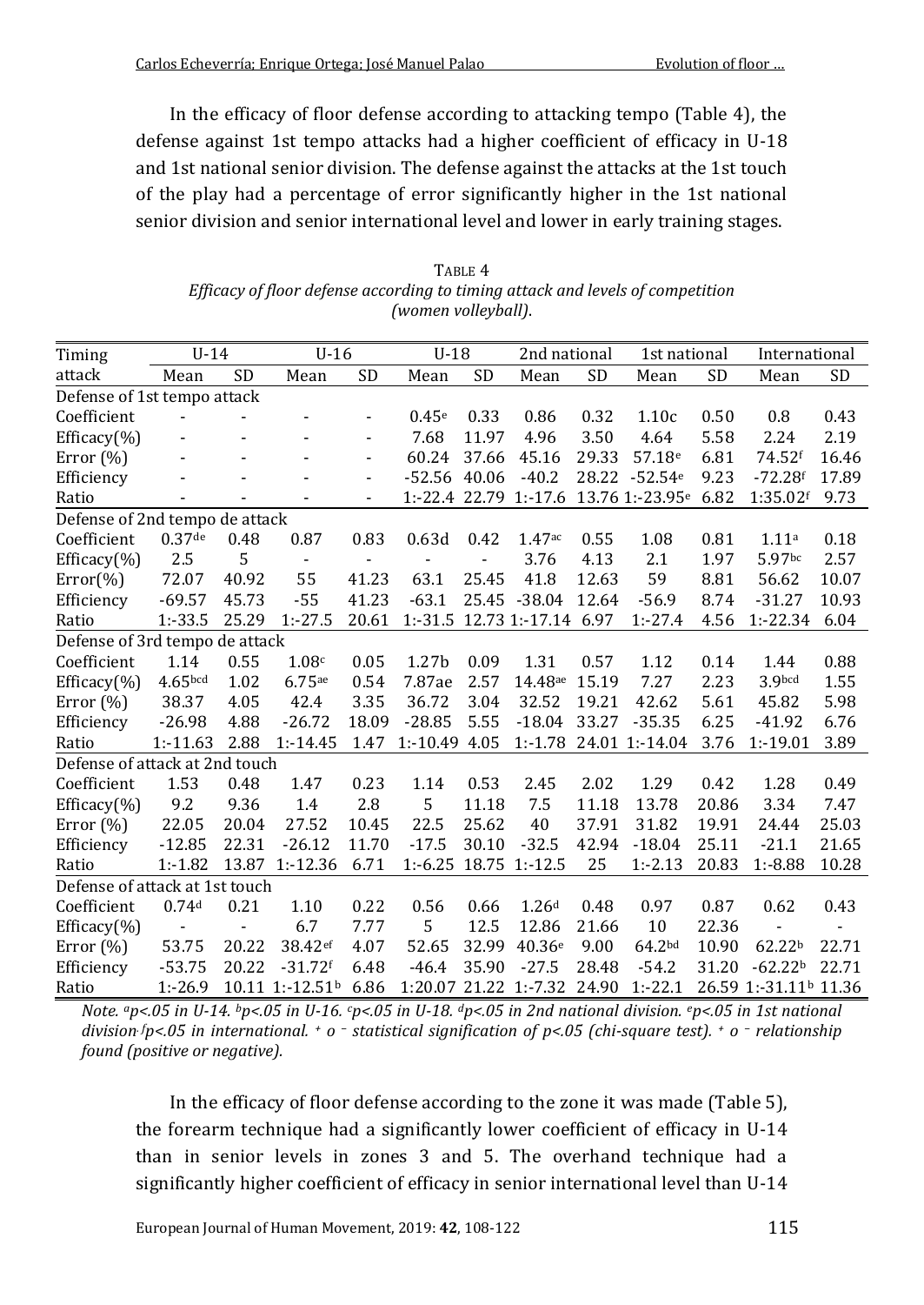In the efficacy of floor defense according to attacking tempo (Table 4), the defense against 1st tempo attacks had a higher coefficient of efficacy in U-18 and 1st national senior division. The defense against the attacks at the 1st touch of the play had a percentage of error significantly higher in the 1st national senior division and senior international level and lower in early training stages.

TABLE 4
*Efficacy of floor defense according to timing attack and levels of competition (women volleyball).*

| Timing attack | U-14 | | U-16 | | U-18 | | 2nd national | | 1st national | | International | |
|---|---|---|---|---|---|---|---|---|---|---|---|---|
| | Mean | SD | Mean | SD | Mean | SD | Mean | SD | Mean | SD | Mean | SD |
| Defense of 1st tempo attack | | | | | | | | | | | | |
| Coefficient | - | - | - | - | 0.45[e] | 0.33 | 0.86 | 0.32 | 1.10c | 0.50 | 0.8 | 0.43 |
| Efficacy(%) | - | - | - | - | 7.68 | 11.97 | 4.96 | 3.50 | 4.64 | 5.58 | 2.24 | 2.19 |
| Error (%) | - | - | - | - | 60.24 | 37.66 | 45.16 | 29.33 | 57.18[e] | 6.81 | 74.52[f] | 16.46 |
| Efficiency | - | - | - | - | -52.56 | 40.06 | -40.2 | 28.22 | -52.54[e] | 9.23 | -72.28[f] | 17.89 |
| Ratio | - | - | - | - | 1:-22.4 | 22.79 | 1:-17.6 | 13.76 | 1:-23.95[e] | 6.82 | 1:35.02[f] | 9.73 |
| Defense of 2nd tempo de attack | | | | | | | | | | | | |
| Coefficient | 0.37[de] | 0.48 | 0.87 | 0.83 | 0.63d | 0.42 | 1.47[ac] | 0.55 | 1.08 | 0.81 | 1.11[a] | 0.18 |
| Efficacy(%) | 2.5 | 5 | - | - | - | - | 3.76 | 4.13 | 2.1 | 1.97 | 5.97[bc] | 2.57 |
| Error(%) | 72.07 | 40.92 | 55 | 41.23 | 63.1 | 25.45 | 41.8 | 12.63 | 59 | 8.81 | 56.62 | 10.07 |
| Efficiency | -69.57 | 45.73 | -55 | 41.23 | -63.1 | 25.45 | -38.04 | 12.64 | -56.9 | 8.74 | -31.27 | 10.93 |
| Ratio | 1:-33.5 | 25.29 | 1:-27.5 | 20.61 | 1:-31.5 | 12.73 | 1:-17.14 | 6.97 | 1:-27.4 | 4.56 | 1:-22.34 | 6.04 |
| Defense of 3rd tempo de attack | | | | | | | | | | | | |
| Coefficient | 1.14 | 0.55 | 1.08[c] | 0.05 | 1.27b | 0.09 | 1.31 | 0.57 | 1.12 | 0.14 | 1.44 | 0.88 |
| Efficacy(%) | 4.65[bcd] | 1.02 | 6.75[ae] | 0.54 | 7.87ae | 2.57 | 14.48[ae] | 15.19 | 7.27 | 2.23 | 3.9[bcd] | 1.55 |
| Error (%) | 38.37 | 4.05 | 42.4 | 3.35 | 36.72 | 3.04 | 32.52 | 19.21 | 42.62 | 5.61 | 45.82 | 5.98 |
| Efficiency | -26.98 | 4.88 | -26.72 | 18.09 | -28.85 | 5.55 | -18.04 | 33.27 | -35.35 | 6.25 | -41.92 | 6.76 |
| Ratio | 1:-11.63 | 2.88 | 1:-14.45 | 1.47 | 1:-10.49 | 4.05 | 1:-1.78 | 24.01 | 1:-14.04 | 3.76 | 1:-19.01 | 3.89 |
| Defense of attack at 2nd touch | | | | | | | | | | | | |
| Coefficient | 1.53 | 0.48 | 1.47 | 0.23 | 1.14 | 0.53 | 2.45 | 2.02 | 1.29 | 0.42 | 1.28 | 0.49 |
| Efficacy(%) | 9.2 | 9.36 | 1.4 | 2.8 | 5 | 11.18 | 7.5 | 11.18 | 13.78 | 20.86 | 3.34 | 7.47 |
| Error (%) | 22.05 | 20.04 | 27.52 | 10.45 | 22.5 | 25.62 | 40 | 37.91 | 31.82 | 19.91 | 24.44 | 25.03 |
| Efficiency | -12.85 | 22.31 | -26.12 | 11.70 | -17.5 | 30.10 | -32.5 | 42.94 | -18.04 | 25.11 | -21.1 | 21.65 |
| Ratio | 1:-1.82 | 13.87 | 1:-12.36 | 6.71 | 1:-6.25 | 18.75 | 1:-12.5 | 25 | 1:-2.13 | 20.83 | 1:-8.88 | 10.28 |
| Defense of attack at 1st touch | | | | | | | | | | | | |
| Coefficient | 0.74[d] | 0.21 | 1.10 | 0.22 | 0.56 | 0.66 | 1.26[d] | 0.48 | 0.97 | 0.87 | 0.62 | 0.43 |
| Efficacy(%) | - | - | 6.7 | 7.77 | 5 | 12.5 | 12.86 | 21.66 | 10 | 22.36 | - | - |
| Error (%) | 53.75 | 20.22 | 38.42[ef] | 4.07 | 52.65 | 32.99 | 40.36[e] | 9.00 | 64.2[bd] | 10.90 | 62.22[b] | 22.71 |
| Efficiency | -53.75 | 20.22 | -31.72[f] | 6.48 | -46.4 | 35.90 | -27.5 | 28.48 | -54.2 | 31.20 | -62.22[b] | 22.71 |
| Ratio | 1:-26.9 | 10.11 | 1:-12.51[b] | 6.86 | 1:20.07 | 21.22 | 1:-7.32 | 24.90 | 1:-22.1 | 26.59 | 1:-31.11[b] | 11.36 |

*Note. [a]p<.05 in U-14. [b]p<.05 in U-16. [c]p<.05 in U-18. [d]p<.05 in 2nd national division. [e]p<.05 in 1st national division. [f]p<.05 in international. + o – statistical signification of p<.05 (chi-square test). + o – relationship found (positive or negative).*

In the efficacy of floor defense according to the zone it was made (Table 5), the forearm technique had a significantly lower coefficient of efficacy in U-14 than in senior levels in zones 3 and 5. The overhand technique had a significantly higher coefficient of efficacy in senior international level than U-14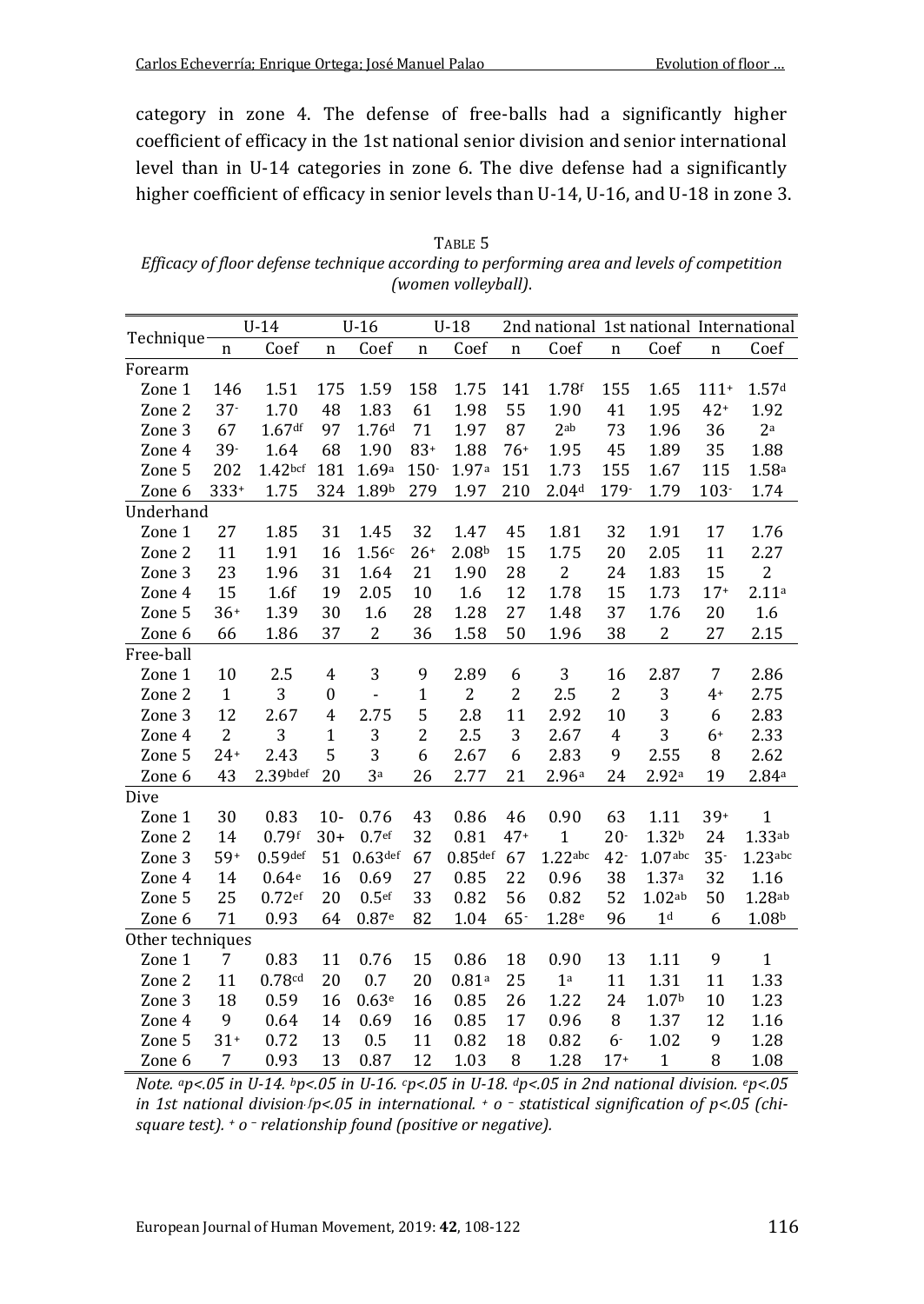category in zone 4. The defense of free-balls had a significantly higher coefficient of efficacy in the 1st national senior division and senior international level than in U-14 categories in zone 6. The dive defense had a significantly higher coefficient of efficacy in senior levels than U-14, U-16, and U-18 in zone 3.

TABLE 5

*Efficacy of floor defense technique according to performing area and levels of competition (women volleyball).*

| Technique | U-14 | | U-16 | | U-18 | | 2nd national | | 1st national | | International | |
|---|---|---|---|---|---|---|---|---|---|---|---|---|
| | n | Coef | n | Coef | n | Coef | n | Coef | n | Coef | n | Coef |
| Forearm | | | | | | | | | | | | |
| Zone 1 | 146 | 1.51 | 175 | 1.59 | 158 | 1.75 | 141 | 1.78[f] | 155 | 1.65 | 111+ | 1.57[d] |
| Zone 2 | 37- | 1.70 | 48 | 1.83 | 61 | 1.98 | 55 | 1.90 | 41 | 1.95 | 42+ | 1.92 |
| Zone 3 | 67 | 1.67[df] | 97 | 1.76[d] | 71 | 1.97 | 87 | 2[ab] | 73 | 1.96 | 36 | 2[a] |
| Zone 4 | 39- | 1.64 | 68 | 1.90 | 83+ | 1.88 | 76+ | 1.95 | 45 | 1.89 | 35 | 1.88 |
| Zone 5 | 202 | 1.42[bcf] | 181 | 1.69[a] | 150- | 1.97[a] | 151 | 1.73 | 155 | 1.67 | 115 | 1.58[a] |
| Zone 6 | 333+ | 1.75 | 324 | 1.89[b] | 279 | 1.97 | 210 | 2.04[d] | 179- | 1.79 | 103- | 1.74 |
| Underhand | | | | | | | | | | | | |
| Zone 1 | 27 | 1.85 | 31 | 1.45 | 32 | 1.47 | 45 | 1.81 | 32 | 1.91 | 17 | 1.76 |
| Zone 2 | 11 | 1.91 | 16 | 1.56[c] | 26+ | 2.08[b] | 15 | 1.75 | 20 | 2.05 | 11 | 2.27 |
| Zone 3 | 23 | 1.96 | 31 | 1.64 | 21 | 1.90 | 28 | 2 | 24 | 1.83 | 15 | 2 |
| Zone 4 | 15 | 1.6f | 19 | 2.05 | 10 | 1.6 | 12 | 1.78 | 15 | 1.73 | 17+ | 2.11[a] |
| Zone 5 | 36+ | 1.39 | 30 | 1.6 | 28 | 1.28 | 27 | 1.48 | 37 | 1.76 | 20 | 1.6 |
| Zone 6 | 66 | 1.86 | 37 | 2 | 36 | 1.58 | 50 | 1.96 | 38 | 2 | 27 | 2.15 |
| Free-ball | | | | | | | | | | | | |
| Zone 1 | 10 | 2.5 | 4 | 3 | 9 | 2.89 | 6 | 3 | 16 | 2.87 | 7 | 2.86 |
| Zone 2 | 1 | 3 | 0 | - | 1 | 2 | 2 | 2.5 | 2 | 3 | 4+ | 2.75 |
| Zone 3 | 12 | 2.67 | 4 | 2.75 | 5 | 2.8 | 11 | 2.92 | 10 | 3 | 6 | 2.83 |
| Zone 4 | 2 | 3 | 1 | 3 | 2 | 2.5 | 3 | 2.67 | 4 | 3 | 6+ | 2.33 |
| Zone 5 | 24+ | 2.43 | 5 | 3 | 6 | 2.67 | 6 | 2.83 | 9 | 2.55 | 8 | 2.62 |
| Zone 6 | 43 | 2.39[bdef] | 20 | 3[a] | 26 | 2.77 | 21 | 2.96[a] | 24 | 2.92[a] | 19 | 2.84[a] |
| Dive | | | | | | | | | | | | |
| Zone 1 | 30 | 0.83 | 10- | 0.76 | 43 | 0.86 | 46 | 0.90 | 63 | 1.11 | 39+ | 1 |
| Zone 2 | 14 | 0.79[f] | 30+ | 0.7[ef] | 32 | 0.81 | 47+ | 1 | 20- | 1.32[b] | 24 | 1.33[ab] |
| Zone 3 | 59+ | 0.59[def] | 51 | 0.63[def] | 67 | 0.85[def] | 67 | 1.22[abc] | 42- | 1.07[abc] | 35- | 1.23[abc] |
| Zone 4 | 14 | 0.64[e] | 16 | 0.69 | 27 | 0.85 | 22 | 0.96 | 38 | 1.37[a] | 32 | 1.16 |
| Zone 5 | 25 | 0.72[ef] | 20 | 0.5[ef] | 33 | 0.82 | 56 | 0.82 | 52 | 1.02[ab] | 50 | 1.28[ab] |
| Zone 6 | 71 | 0.93 | 64 | 0.87[e] | 82 | 1.04 | 65- | 1.28[e] | 96 | 1[d] | 6 | 1.08[b] |
| Other techniques | | | | | | | | | | | | |
| Zone 1 | 7 | 0.83 | 11 | 0.76 | 15 | 0.86 | 18 | 0.90 | 13 | 1.11 | 9 | 1 |
| Zone 2 | 11 | 0.78[cd] | 20 | 0.7 | 20 | 0.81[a] | 25 | 1[a] | 11 | 1.31 | 11 | 1.33 |
| Zone 3 | 18 | 0.59 | 16 | 0.63[e] | 16 | 0.85 | 26 | 1.22 | 24 | 1.07[b] | 10 | 1.23 |
| Zone 4 | 9 | 0.64 | 14 | 0.69 | 16 | 0.85 | 17 | 0.96 | 8 | 1.37 | 12 | 1.16 |
| Zone 5 | 31+ | 0.72 | 13 | 0.5 | 11 | 0.82 | 18 | 0.82 | 6- | 1.02 | 9 | 1.28 |
| Zone 6 | 7 | 0.93 | 13 | 0.87 | 12 | 1.03 | 8 | 1.28 | 17+ | 1 | 8 | 1.08 |

*Note. [a]p<.05 in U-14. [b]p<.05 in U-16. [c]p<.05 in U-18. [d]p<.05 in 2nd national division. [e]p<.05 in 1st national division. [f]p<.05 in international. + o - statistical signification of p<.05 (chi-square test). + o - relationship found (positive or negative).*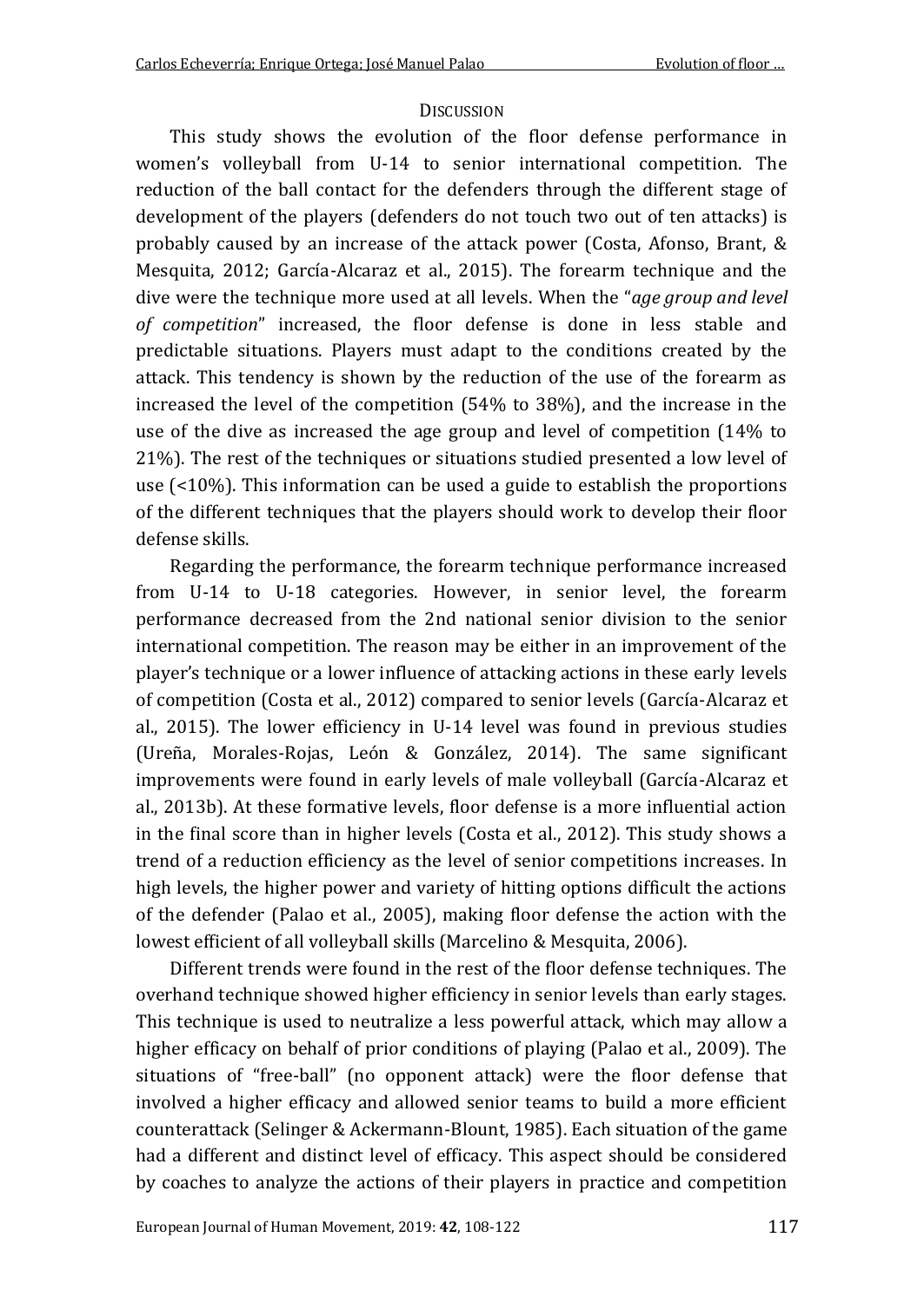## Discussion

This study shows the evolution of the floor defense performance in women's volleyball from U-14 to senior international competition. The reduction of the ball contact for the defenders through the different stage of development of the players (defenders do not touch two out of ten attacks) is probably caused by an increase of the attack power (Costa, Afonso, Brant, & Mesquita, 2012; García-Alcaraz et al., 2015). The forearm technique and the dive were the technique more used at all levels. When the "*age group and level of competition*" increased, the floor defense is done in less stable and predictable situations. Players must adapt to the conditions created by the attack. This tendency is shown by the reduction of the use of the forearm as increased the level of the competition (54% to 38%), and the increase in the use of the dive as increased the age group and level of competition (14% to 21%). The rest of the techniques or situations studied presented a low level of use (<10%). This information can be used a guide to establish the proportions of the different techniques that the players should work to develop their floor defense skills.

Regarding the performance, the forearm technique performance increased from U-14 to U-18 categories. However, in senior level, the forearm performance decreased from the 2nd national senior division to the senior international competition. The reason may be either in an improvement of the player's technique or a lower influence of attacking actions in these early levels of competition (Costa et al., 2012) compared to senior levels (García-Alcaraz et al., 2015). The lower efficiency in U-14 level was found in previous studies (Ureña, Morales-Rojas, León & González, 2014). The same significant improvements were found in early levels of male volleyball (García-Alcaraz et al., 2013b). At these formative levels, floor defense is a more influential action in the final score than in higher levels (Costa et al., 2012). This study shows a trend of a reduction efficiency as the level of senior competitions increases. In high levels, the higher power and variety of hitting options difficult the actions of the defender (Palao et al., 2005), making floor defense the action with the lowest efficient of all volleyball skills (Marcelino & Mesquita, 2006).

Different trends were found in the rest of the floor defense techniques. The overhand technique showed higher efficiency in senior levels than early stages. This technique is used to neutralize a less powerful attack, which may allow a higher efficacy on behalf of prior conditions of playing (Palao et al., 2009). The situations of "free-ball" (no opponent attack) were the floor defense that involved a higher efficacy and allowed senior teams to build a more efficient counterattack (Selinger & Ackermann-Blount, 1985). Each situation of the game had a different and distinct level of efficacy. This aspect should be considered by coaches to analyze the actions of their players in practice and competition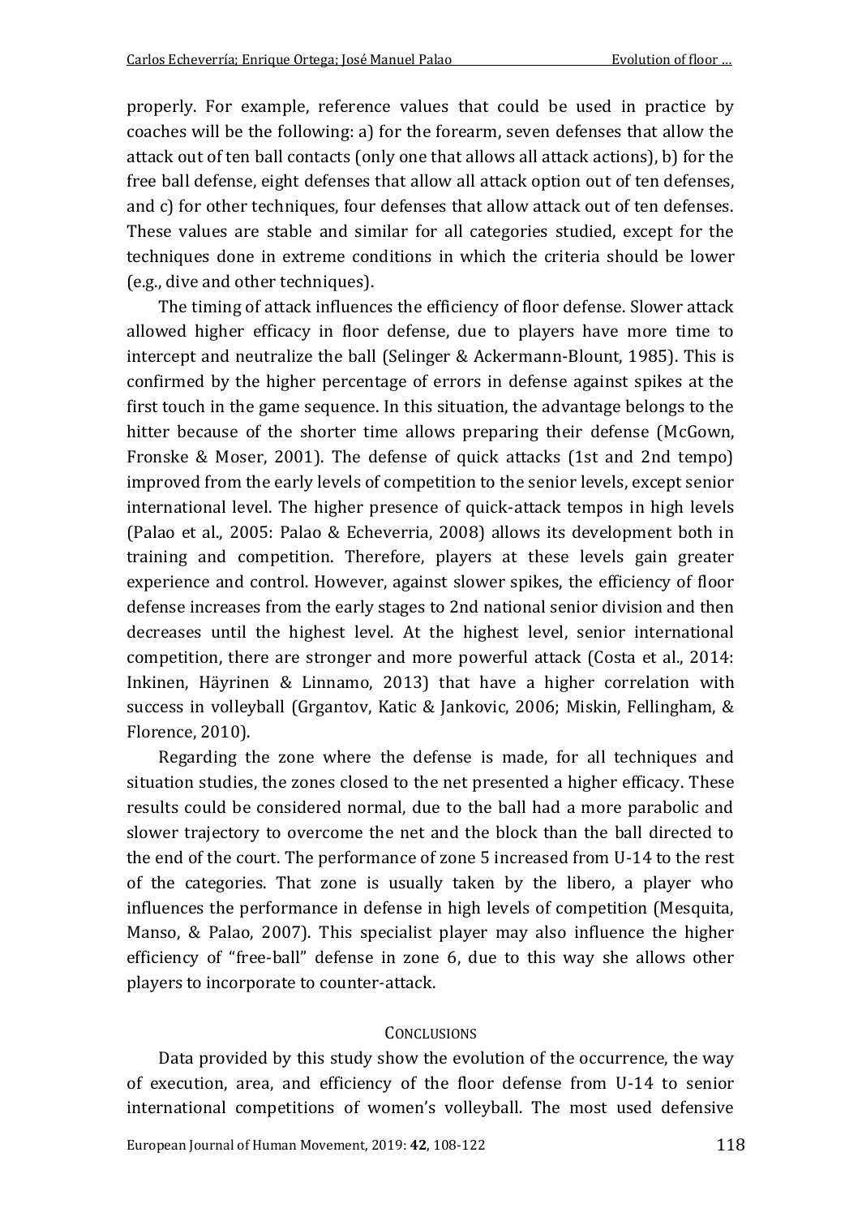properly. For example, reference values that could be used in practice by coaches will be the following: a) for the forearm, seven defenses that allow the attack out of ten ball contacts (only one that allows all attack actions), b) for the free ball defense, eight defenses that allow all attack option out of ten defenses, and c) for other techniques, four defenses that allow attack out of ten defenses. These values are stable and similar for all categories studied, except for the techniques done in extreme conditions in which the criteria should be lower (e.g., dive and other techniques).

The timing of attack influences the efficiency of floor defense. Slower attack allowed higher efficacy in floor defense, due to players have more time to intercept and neutralize the ball (Selinger & Ackermann-Blount, 1985). This is confirmed by the higher percentage of errors in defense against spikes at the first touch in the game sequence. In this situation, the advantage belongs to the hitter because of the shorter time allows preparing their defense (McGown, Fronske & Moser, 2001). The defense of quick attacks (1st and 2nd tempo) improved from the early levels of competition to the senior levels, except senior international level. The higher presence of quick-attack tempos in high levels (Palao et al., 2005: Palao & Echeverria, 2008) allows its development both in training and competition. Therefore, players at these levels gain greater experience and control. However, against slower spikes, the efficiency of floor defense increases from the early stages to 2nd national senior division and then decreases until the highest level. At the highest level, senior international competition, there are stronger and more powerful attack (Costa et al., 2014: Inkinen, Häyrinen & Linnamo, 2013) that have a higher correlation with success in volleyball (Grgantov, Katic & Jankovic, 2006; Miskin, Fellingham, & Florence, 2010).

Regarding the zone where the defense is made, for all techniques and situation studies, the zones closed to the net presented a higher efficacy. These results could be considered normal, due to the ball had a more parabolic and slower trajectory to overcome the net and the block than the ball directed to the end of the court. The performance of zone 5 increased from U-14 to the rest of the categories. That zone is usually taken by the libero, a player who influences the performance in defense in high levels of competition (Mesquita, Manso, & Palao, 2007). This specialist player may also influence the higher efficiency of "free-ball" defense in zone 6, due to this way she allows other players to incorporate to counter-attack.

## CONCLUSIONS

Data provided by this study show the evolution of the occurrence, the way of execution, area, and efficiency of the floor defense from U-14 to senior international competitions of women's volleyball. The most used defensive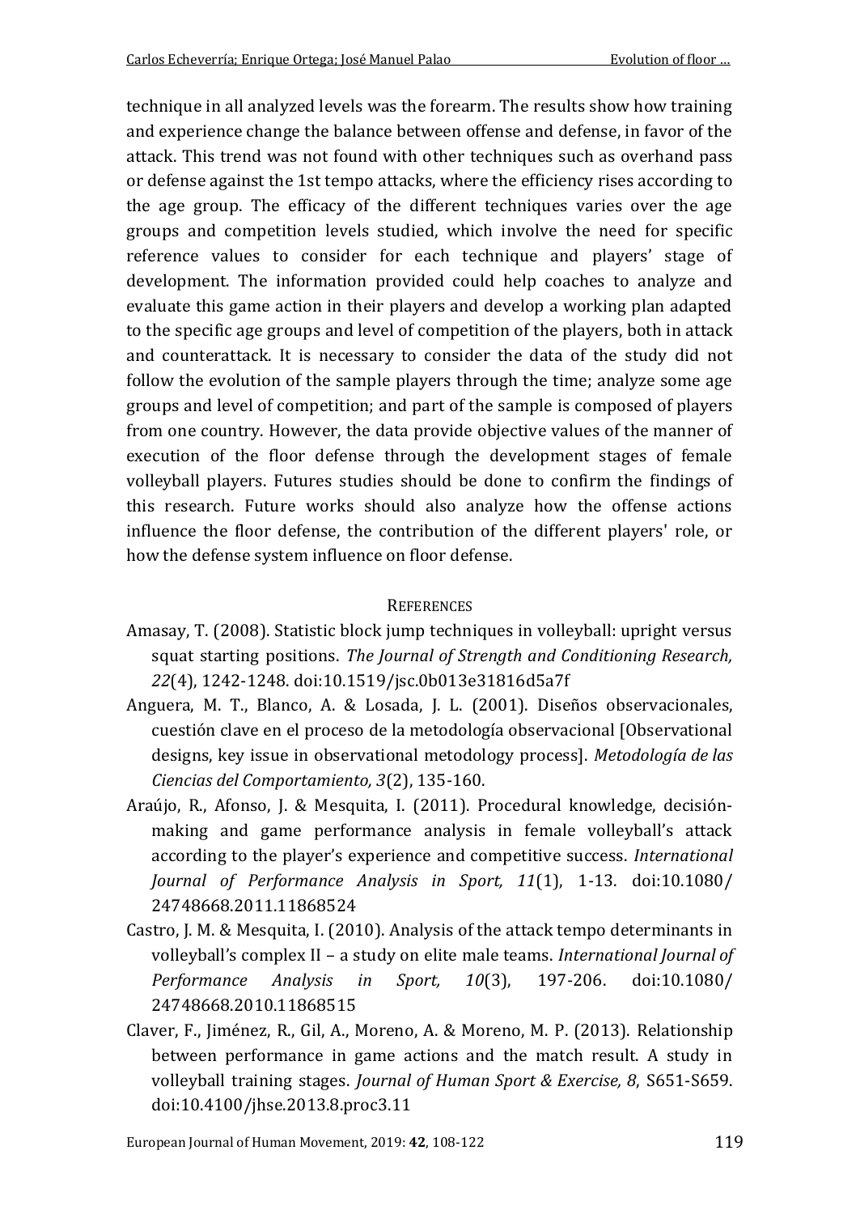technique in all analyzed levels was the forearm. The results show how training and experience change the balance between offense and defense, in favor of the attack. This trend was not found with other techniques such as overhand pass or defense against the 1st tempo attacks, where the efficiency rises according to the age group. The efficacy of the different techniques varies over the age groups and competition levels studied, which involve the need for specific reference values to consider for each technique and players' stage of development. The information provided could help coaches to analyze and evaluate this game action in their players and develop a working plan adapted to the specific age groups and level of competition of the players, both in attack and counterattack. It is necessary to consider the data of the study did not follow the evolution of the sample players through the time; analyze some age groups and level of competition; and part of the sample is composed of players from one country. However, the data provide objective values of the manner of execution of the floor defense through the development stages of female volleyball players. Futures studies should be done to confirm the findings of this research. Future works should also analyze how the offense actions influence the floor defense, the contribution of the different players' role, or how the defense system influence on floor defense.

## REFERENCES

Amasay, T. (2008). Statistic block jump techniques in volleyball: upright versus squat starting positions. *The Journal of Strength and Conditioning Research, 22*(4), 1242-1248. doi:10.1519/jsc.0b013e31816d5a7f

Anguera, M. T., Blanco, A. & Losada, J. L. (2001). Diseños observacionales, cuestión clave en el proceso de la metodología observacional [Observational designs, key issue in observational metodology process]. *Metodología de las Ciencias del Comportamiento, 3*(2), 135-160.

Araújo, R., Afonso, J. & Mesquita, I. (2011). Procedural knowledge, decisión-making and game performance analysis in female volleyball's attack according to the player's experience and competitive success. *International Journal of Performance Analysis in Sport, 11*(1), 1-13. doi:10.1080/24748668.2011.11868524

Castro, J. M. & Mesquita, I. (2010). Analysis of the attack tempo determinants in volleyball's complex II – a study on elite male teams. *International Journal of Performance Analysis in Sport, 10*(3), 197-206. doi:10.1080/24748668.2010.11868515

Claver, F., Jiménez, R., Gil, A., Moreno, A. & Moreno, M. P. (2013). Relationship between performance in game actions and the match result. A study in volleyball training stages. *Journal of Human Sport & Exercise, 8*, S651-S659. doi:10.4100/jhse.2013.8.proc3.11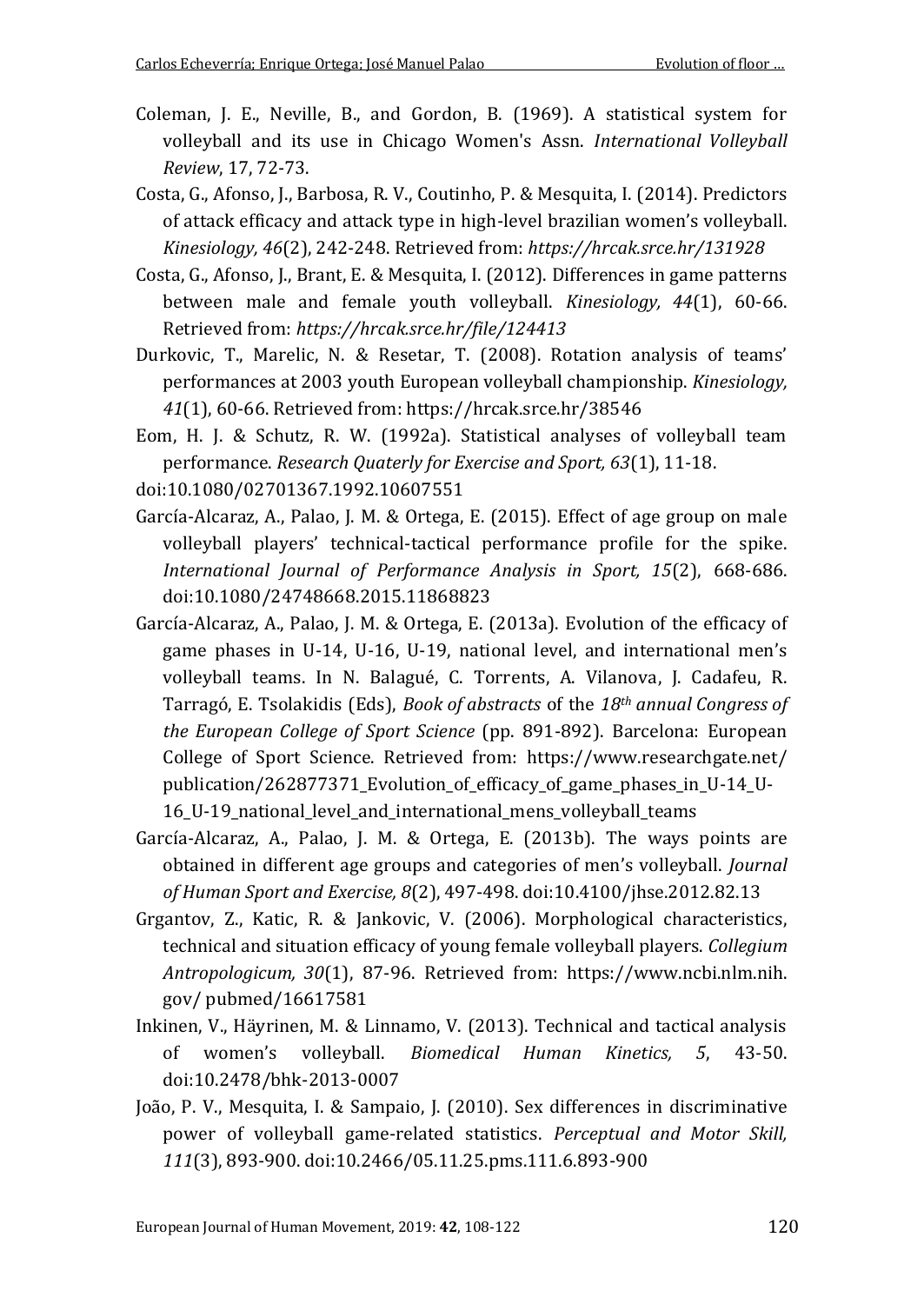Coleman, J. E., Neville, B., and Gordon, B. (1969). A statistical system for volleyball and its use in Chicago Women's Assn. *International Volleyball Review*, 17, 72-73.

Costa, G., Afonso, J., Barbosa, R. V., Coutinho, P. & Mesquita, I. (2014). Predictors of attack efficacy and attack type in high-level brazilian women's volleyball. *Kinesiology, 46*(2), 242-248. Retrieved from: *https://hrcak.srce.hr/131928*

Costa, G., Afonso, J., Brant, E. & Mesquita, I. (2012). Differences in game patterns between male and female youth volleyball. *Kinesiology, 44*(1), 60-66. Retrieved from: *https://hrcak.srce.hr/file/124413*

Durkovic, T., Marelic, N. & Resetar, T. (2008). Rotation analysis of teams' performances at 2003 youth European volleyball championship. *Kinesiology, 41*(1), 60-66. Retrieved from: https://hrcak.srce.hr/38546

Eom, H. J. & Schutz, R. W. (1992a). Statistical analyses of volleyball team performance. *Research Quaterly for Exercise and Sport, 63*(1), 11-18. doi:10.1080/02701367.1992.10607551

García-Alcaraz, A., Palao, J. M. & Ortega, E. (2015). Effect of age group on male volleyball players' technical-tactical performance profile for the spike. *International Journal of Performance Analysis in Sport, 15*(2), 668-686. doi:10.1080/24748668.2015.11868823

García-Alcaraz, A., Palao, J. M. & Ortega, E. (2013a). Evolution of the efficacy of game phases in U-14, U-16, U-19, national level, and international men's volleyball teams. In N. Balagué, C. Torrents, A. Vilanova, J. Cadafeu, R. Tarragó, E. Tsolakidis (Eds), *Book of abstracts* of the *18th annual Congress of the European College of Sport Science* (pp. 891-892). Barcelona: European College of Sport Science. Retrieved from: https://www.researchgate.net/publication/262877371_Evolution_of_efficacy_of_game_phases_in_U-14_U-16_U-19_national_level_and_international_mens_volleyball_teams

García-Alcaraz, A., Palao, J. M. & Ortega, E. (2013b). The ways points are obtained in different age groups and categories of men's volleyball. *Journal of Human Sport and Exercise, 8*(2), 497-498. doi:10.4100/jhse.2012.82.13

Grgantov, Z., Katic, R. & Jankovic, V. (2006). Morphological characteristics, technical and situation efficacy of young female volleyball players. *Collegium Antropologicum, 30*(1), 87-96. Retrieved from: https://www.ncbi.nlm.nih.gov/ pubmed/16617581

Inkinen, V., Häyrinen, M. & Linnamo, V. (2013). Technical and tactical analysis of women's volleyball. *Biomedical Human Kinetics, 5*, 43-50. doi:10.2478/bhk-2013-0007

João, P. V., Mesquita, I. & Sampaio, J. (2010). Sex differences in discriminative power of volleyball game-related statistics. *Perceptual and Motor Skill, 111*(3), 893-900. doi:10.2466/05.11.25.pms.111.6.893-900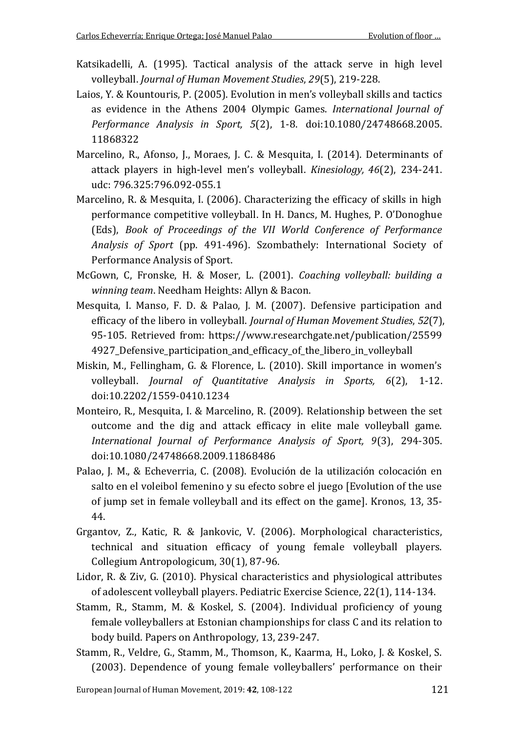Katsikadelli, A. (1995). Tactical analysis of the attack serve in high level volleyball. *Journal of Human Movement Studies*, *29*(5), 219-228.

Laios, Y. & Kountouris, P. (2005). Evolution in men's volleyball skills and tactics as evidence in the Athens 2004 Olympic Games. *International Journal of Performance Analysis in Sport, 5*(2), 1-8. doi:10.1080/24748668.2005.11868322

Marcelino, R., Afonso, J., Moraes, J. C. & Mesquita, I. (2014). Determinants of attack players in high-level men's volleyball. *Kinesiology, 46*(2), 234-241. udc: 796.325:796.092-055.1

Marcelino, R. & Mesquita, I. (2006). Characterizing the efficacy of skills in high performance competitive volleyball. In H. Dancs, M. Hughes, P. O'Donoghue (Eds), *Book of Proceedings of the VII World Conference of Performance Analysis of Sport* (pp. 491-496). Szombathely: International Society of Performance Analysis of Sport.

McGown, C, Fronske, H. & Moser, L. (2001). *Coaching volleyball: building a winning team*. Needham Heights: Allyn & Bacon.

Mesquita, I. Manso, F. D. & Palao, J. M. (2007). Defensive participation and efficacy of the libero in volleyball. *Journal of Human Movement Studies*, *52*(7), 95-105. Retrieved from: https://www.researchgate.net/publication/255994927_Defensive_participation_and_efficacy_of_the_libero_in_volleyball

Miskin, M., Fellingham, G. & Florence, L. (2010). Skill importance in women's volleyball. *Journal of Quantitative Analysis in Sports, 6*(2), 1-12. doi:10.2202/1559-0410.1234

Monteiro, R., Mesquita, I. & Marcelino, R. (2009). Relationship between the set outcome and the dig and attack efficacy in elite male volleyball game. *International Journal of Performance Analysis of Sport, 9*(3), 294-305. doi:10.1080/24748668.2009.11868486

Palao, J. M., & Echeverria, C. (2008). Evolución de la utilización colocación en salto en el voleibol femenino y su efecto sobre el juego [Evolution of the use of jump set in female volleyball and its effect on the game]. Kronos, 13, 35-44.

Grgantov, Z., Katic, R. & Jankovic, V. (2006). Morphological characteristics, technical and situation efficacy of young female volleyball players. Collegium Antropologicum, 30(1), 87-96.

Lidor, R. & Ziv, G. (2010). Physical characteristics and physiological attributes of adolescent volleyball players. Pediatric Exercise Science, 22(1), 114-134.

Stamm, R., Stamm, M. & Koskel, S. (2004). Individual proficiency of young female volleyballers at Estonian championships for class C and its relation to body build. Papers on Anthropology, 13, 239-247.

Stamm, R., Veldre, G., Stamm, M., Thomson, K., Kaarma, H., Loko, J. & Koskel, S. (2003). Dependence of young female volleyballers' performance on their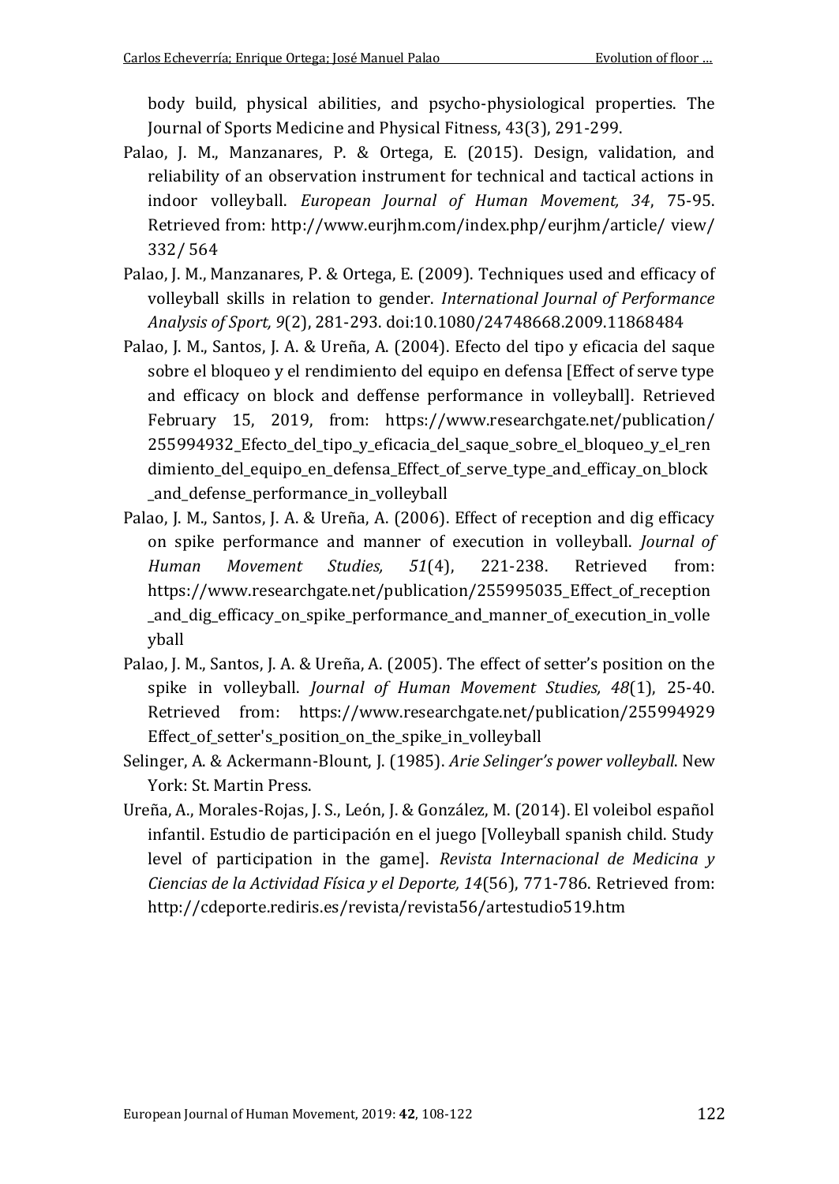body build, physical abilities, and psycho-physiological properties. The Journal of Sports Medicine and Physical Fitness, 43(3), 291-299.

Palao, J. M., Manzanares, P. & Ortega, E. (2015). Design, validation, and reliability of an observation instrument for technical and tactical actions in indoor volleyball. *European Journal of Human Movement, 34*, 75-95. Retrieved from: http://www.eurjhm.com/index.php/eurjhm/article/ view/ 332/ 564

Palao, J. M., Manzanares, P. & Ortega, E. (2009). Techniques used and efficacy of volleyball skills in relation to gender. *International Journal of Performance Analysis of Sport, 9*(2), 281-293. doi:10.1080/24748668.2009.11868484

Palao, J. M., Santos, J. A. & Ureña, A. (2004). Efecto del tipo y eficacia del saque sobre el bloqueo y el rendimiento del equipo en defensa [Effect of serve type and efficacy on block and deffense performance in volleyball]. Retrieved February 15, 2019, from: https://www.researchgate.net/publication/ 255994932_Efecto_del_tipo_y_eficacia_del_saque_sobre_el_bloqueo_y_el_rendimiento_del_equipo_en_defensa_Effect_of_serve_type_and_efficay_on_block_and_defense_performance_in_volleyball

Palao, J. M., Santos, J. A. & Ureña, A. (2006). Effect of reception and dig efficacy on spike performance and manner of execution in volleyball. *Journal of Human Movement Studies, 51*(4), 221-238. Retrieved from: https://www.researchgate.net/publication/255995035_Effect_of_reception_and_dig_efficacy_on_spike_performance_and_manner_of_execution_in_volleyball

Palao, J. M., Santos, J. A. & Ureña, A. (2005). The effect of setter's position on the spike in volleyball. *Journal of Human Movement Studies, 48*(1), 25-40. Retrieved from: https://www.researchgate.net/publication/255994929 Effect_of_setter's_position_on_the_spike_in_volleyball

Selinger, A. & Ackermann-Blount, J. (1985). *Arie Selinger's power volleyball*. New York: St. Martin Press.

Ureña, A., Morales-Rojas, J. S., León, J. & González, M. (2014). El voleibol español infantil. Estudio de participación en el juego [Volleyball spanish child. Study level of participation in the game]. *Revista Internacional de Medicina y Ciencias de la Actividad Física y el Deporte, 14*(56), 771-786. Retrieved from: http://cdeporte.rediris.es/revista/revista56/artestudio519.htm